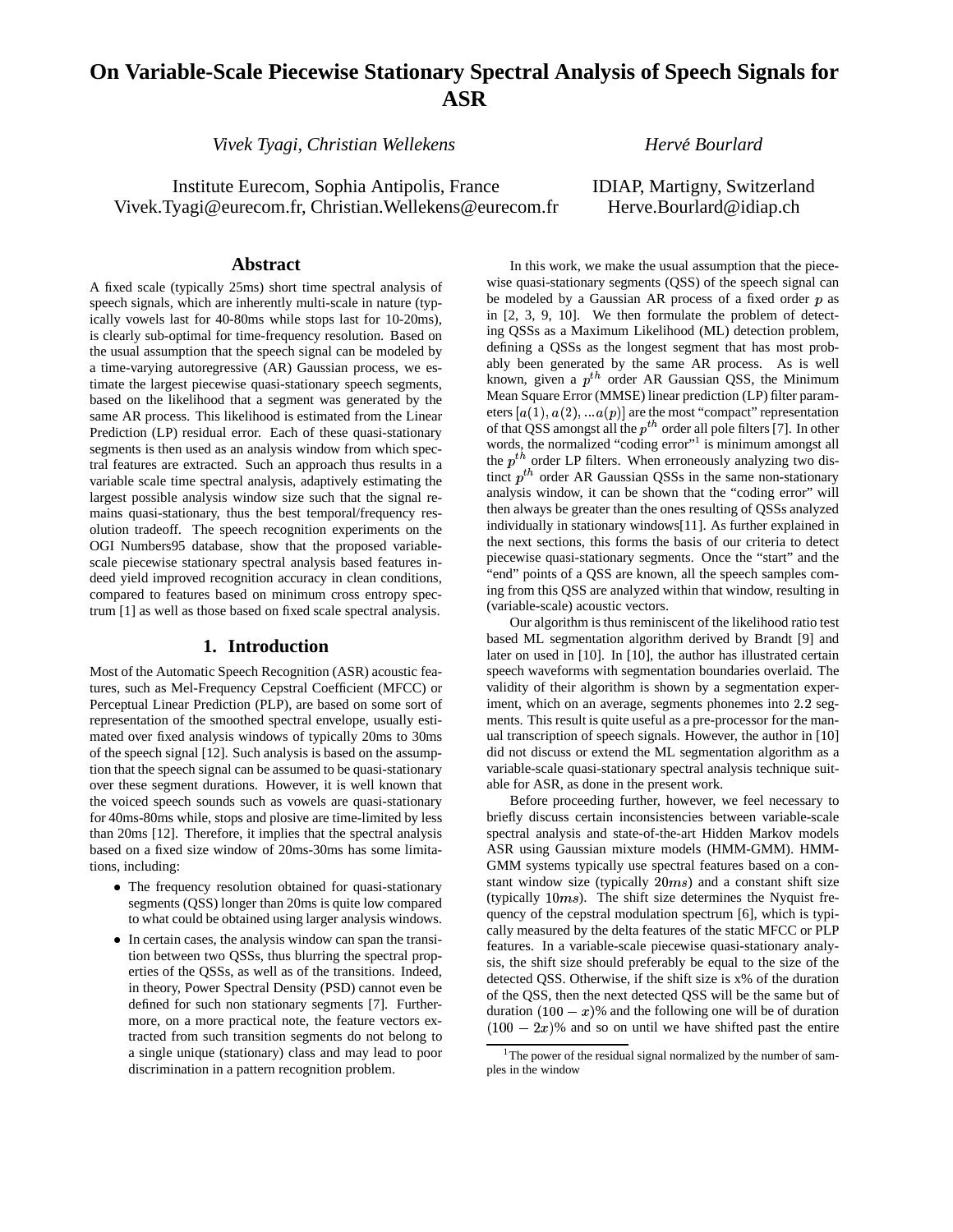# On Variable-Scale Piecewise Stationary Spectral Analysis of Speech Signals for ASR

*Vivek Tyagi, Christian Wellekens* — *Hervé Bourlard*

Institute Eurecom, Sophia Antipolis, France
Vivek.Tyagi@eurecom.fr, Christian.Wellekens@eurecom.fr

IDIAP, Martigny, Switzerland
Herve.Bourlard@idiap.ch

## Abstract

A fixed scale (typically 25ms) short time spectral analysis of speech signals, which are inherently multi-scale in nature (typically vowels last for 40-80ms while stops last for 10-20ms), is clearly sub-optimal for time-frequency resolution. Based on the usual assumption that the speech signal can be modeled by a time-varying autoregressive (AR) Gaussian process, we estimate the largest piecewise quasi-stationary speech segments, based on the likelihood that a segment was generated by the same AR process. This likelihood is estimated from the Linear Prediction (LP) residual error. Each of these quasi-stationary segments is then used as an analysis window from which spectral features are extracted. Such an approach thus results in a variable scale time spectral analysis, adaptively estimating the largest possible analysis window size such that the signal remains quasi-stationary, thus the best temporal/frequency resolution tradeoff. The speech recognition experiments on the OGI Numbers95 database, show that the proposed variable-scale piecewise stationary spectral analysis based features indeed yield improved recognition accuracy in clean conditions, compared to features based on minimum cross entropy spectrum [1] as well as those based on fixed scale spectral analysis.

## 1. Introduction

Most of the Automatic Speech Recognition (ASR) acoustic features, such as Mel-Frequency Cepstral Coefficient (MFCC) or Perceptual Linear Prediction (PLP), are based on some sort of representation of the smoothed spectral envelope, usually estimated over fixed analysis windows of typically 20ms to 30ms of the speech signal [12]. Such analysis is based on the assumption that the speech signal can be assumed to be quasi-stationary over these segment durations. However, it is well known that the voiced speech sounds such as vowels are quasi-stationary for 40ms-80ms while, stops and plosive are time-limited by less than 20ms [12]. Therefore, it implies that the spectral analysis based on a fixed size window of 20ms-30ms has some limitations, including:

- The frequency resolution obtained for quasi-stationary segments (QSS) longer than 20ms is quite low compared to what could be obtained using larger analysis windows.
- In certain cases, the analysis window can span the transition between two QSSs, thus blurring the spectral properties of the QSSs, as well as of the transitions. Indeed, in theory, Power Spectral Density (PSD) cannot even be defined for such non stationary segments [7]. Furthermore, on a more practical note, the feature vectors extracted from such transition segments do not belong to a single unique (stationary) class and may lead to poor discrimination in a pattern recognition problem.

In this work, we make the usual assumption that the piecewise quasi-stationary segments (QSS) of the speech signal can be modeled by a Gaussian AR process of a fixed order $p$ as in [2, 3, 9, 10]. We then formulate the problem of detecting QSSs as a Maximum Likelihood (ML) detection problem, defining a QSSs as the longest segment that has most probably been generated by the same AR process. As is well known, given a $p^{th}$ order AR Gaussian QSS, the Minimum Mean Square Error (MMSE) linear prediction (LP) filter parameters $[a(1), a(2), ...a(p)]$ are the most "compact" representation of that QSS amongst all the $p^{th}$ order all pole filters [7]. In other words, the normalized "coding error"[1] is minimum amongst all the $p^{th}$ order LP filters. When erroneously analyzing two distinct $p^{th}$ order AR Gaussian QSSs in the same non-stationary analysis window, it can be shown that the "coding error" will then always be greater than the ones resulting of QSSs analyzed individually in stationary windows[11]. As further explained in the next sections, this forms the basis of our criteria to detect piecewise quasi-stationary segments. Once the "start" and the "end" points of a QSS are known, all the speech samples coming from this QSS are analyzed within that window, resulting in (variable-scale) acoustic vectors.

Our algorithm is thus reminiscent of the likelihood ratio test based ML segmentation algorithm derived by Brandt [9] and later on used in [10]. In [10], the author has illustrated certain speech waveforms with segmentation boundaries overlaid. The validity of their algorithm is shown by a segmentation experiment, which on an average, segments phonemes into 2.2 segments. This result is quite useful as a pre-processor for the manual transcription of speech signals. However, the author in [10] did not discuss or extend the ML segmentation algorithm as a variable-scale quasi-stationary spectral analysis technique suitable for ASR, as done in the present work.

Before proceeding further, however, we feel necessary to briefly discuss certain inconsistencies between variable-scale spectral analysis and state-of-the-art Hidden Markov models ASR using Gaussian mixture models (HMM-GMM). HMM-GMM systems typically use spectral features based on a constant window size (typically $20ms$) and a constant shift size (typically $10ms$). The shift size determines the Nyquist frequency of the cepstral modulation spectrum [6], which is typically measured by the delta features of the static MFCC or PLP features. In a variable-scale piecewise quasi-stationary analysis, the shift size should preferably be equal to the size of the detected QSS. Otherwise, if the shift size is x% of the duration of the QSS, then the next detected QSS will be the same but of duration $(100-x)$% and the following one will be of duration $(100-2x)$% and so on until we have shifted past the entire

[1] The power of the residual signal normalized by the number of samples in the window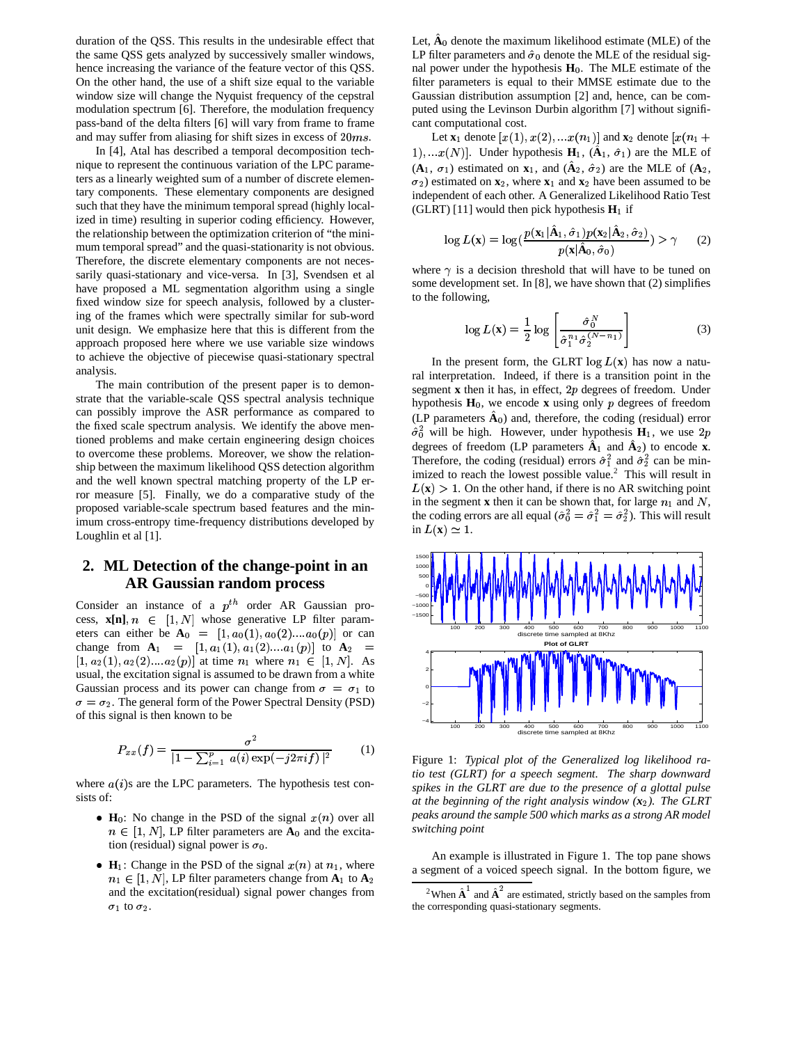duration of the QSS. This results in the undesirable effect that the same QSS gets analyzed by successively smaller windows, hence increasing the variance of the feature vector of this QSS. On the other hand, the use of a shift size equal to the variable window size will change the Nyquist frequency of the cepstral modulation spectrum [6]. Therefore, the modulation frequency pass-band of the delta filters [6] will vary from frame to frame and may suffer from aliasing for shift sizes in excess of $20ms$.

In [4], Atal has described a temporal decomposition technique to represent the continuous variation of the LPC parameters as a linearly weighted sum of a number of discrete elementary components. These elementary components are designed such that they have the minimum temporal spread (highly localized in time) resulting in superior coding efficiency. However, the relationship between the optimization criterion of "the minimum temporal spread" and the quasi-stationarity is not obvious. Therefore, the discrete elementary components are not necessarily quasi-stationary and vice-versa. In [3], Svendsen et al have proposed a ML segmentation algorithm using a single fixed window size for speech analysis, followed by a clustering of the frames which were spectrally similar for sub-word unit design. We emphasize here that this is different from the approach proposed here where we use variable size windows to achieve the objective of piecewise quasi-stationary spectral analysis.

The main contribution of the present paper is to demonstrate that the variable-scale QSS spectral analysis technique can possibly improve the ASR performance as compared to the fixed scale spectrum analysis. We identify the above mentioned problems and make certain engineering design choices to overcome these problems. Moreover, we show the relationship between the maximum likelihood QSS detection algorithm and the well known spectral matching property of the LP error measure [5]. Finally, we do a comparative study of the proposed variable-scale spectrum based features and the minimum cross-entropy time-frequency distributions developed by Loughlin et al [1].

## 2. ML Detection of the change-point in an AR Gaussian random process

Consider an instance of a $p^{th}$ order AR Gaussian process, $\mathbf{x[n]}, n \in [1, N]$ whose generative LP filter parameters can either be $\mathbf{A}_0 = [1, a_0(1), a_0(2) .... a_0(p)]$ or can change from $\mathbf{A}_1 = [1, a_1(1), a_1(2) .... a_1(p)]$ to $\mathbf{A}_2 = [1, a_2(1), a_2(2) .... a_2(p)]$ at time $n_1$ where $n_1 \in [1, N]$. As usual, the excitation signal is assumed to be drawn from a white Gaussian process and its power can change from $\sigma = \sigma_1$ to $\sigma = \sigma_2$. The general form of the Power Spectral Density (PSD) of this signal is then known to be

$$P_{xx}(f) = \frac{\sigma^2}{|1 - \sum_{i=1}^{p} a(i) \exp(-j2\pi i f)|^2} \tag{1}$$

where $a(i)$s are the LPC parameters. The hypothesis test consists of:

- $\mathbf{H}_0$: No change in the PSD of the signal $x(n)$ over all $n \in [1, N]$, LP filter parameters are $\mathbf{A}_0$ and the excitation (residual) signal power is $\sigma_0$.
- $\mathbf{H}_1$: Change in the PSD of the signal $x(n)$ at $n_1$, where $n_1 \in [1, N]$, LP filter parameters change from $\mathbf{A}_1$ to $\mathbf{A}_2$ and the excitation(residual) signal power changes from $\sigma_1$ to $\sigma_2$.

Let, $\hat{\mathbf{A}}_0$ denote the maximum likelihood estimate (MLE) of the LP filter parameters and $\hat{\sigma}_0$ denote the MLE of the residual signal power under the hypothesis $\mathbf{H}_0$. The MLE estimate of the filter parameters is equal to their MMSE estimate due to the Gaussian distribution assumption [2] and, hence, can be computed using the Levinson Durbin algorithm [7] without significant computational cost.

Let $\mathbf{x}_1$ denote $[x(1), x(2), ... x(n_1)]$ and $\mathbf{x}_2$ denote $[x(n_1 + 1), ... x(N)]$. Under hypothesis $\mathbf{H}_1$, ($\hat{\mathbf{A}}_1$, $\hat{\sigma}_1$) are the MLE of ($\mathbf{A}_1$, $\sigma_1$) estimated on $\mathbf{x}_1$, and ($\hat{\mathbf{A}}_2$, $\hat{\sigma}_2$) are the MLE of ($\mathbf{A}_2$, $\sigma_2$) estimated on $\mathbf{x}_2$, where $\mathbf{x}_1$ and $\mathbf{x}_2$ have been assumed to be independent of each other. A Generalized Likelihood Ratio Test (GLRT) [11] would then pick hypothesis $\mathbf{H}_1$ if

$$\log L(\mathbf{x}) = \log\left(\frac{p(\mathbf{x}_1|\hat{\mathbf{A}}_1, \hat{\sigma}_1) p(\mathbf{x}_2|\hat{\mathbf{A}}_2, \hat{\sigma}_2)}{p(\mathbf{x}|\hat{\mathbf{A}}_0, \hat{\sigma}_0)}\right) > \gamma \tag{2}$$

where $\gamma$ is a decision threshold that will have to be tuned on some development set. In [8], we have shown that (2) simplifies to the following,

$$\log L(\mathbf{x}) = \frac{1}{2} \log \left[\frac{\hat{\sigma}_0^N}{\hat{\sigma}_1^{n_1} \hat{\sigma}_2^{(N-n_1)}}\right] \tag{3}$$

In the present form, the GLRT $\log L(\mathbf{x})$ has now a natural interpretation. Indeed, if there is a transition point in the segment $\mathbf{x}$ then it has, in effect, $2p$ degrees of freedom. Under hypothesis $\mathbf{H}_0$, we encode $\mathbf{x}$ using only $p$ degrees of freedom (LP parameters $\hat{\mathbf{A}}_0$) and, therefore, the coding (residual) error $\hat{\sigma}_0^2$ will be high. However, under hypothesis $\mathbf{H}_1$, we use $2p$ degrees of freedom (LP parameters $\hat{\mathbf{A}}_1$ and $\hat{\mathbf{A}}_2$) to encode $\mathbf{x}$. Therefore, the coding (residual) errors $\hat{\sigma}_1^2$ and $\hat{\sigma}_2^2$ can be minimized to reach the lowest possible value.[2] This will result in $L(\mathbf{x}) > 1$. On the other hand, if there is no AR switching point in the segment $\mathbf{x}$ then it can be shown that, for large $n_1$ and $N$, the coding errors are all equal ($\hat{\sigma}_0^2 = \hat{\sigma}_1^2 = \hat{\sigma}_2^2$). This will result in $L(\mathbf{x}) \simeq 1$.

1500
1000
500
0
−500
−1000
−1500
100 200 300 400 500 600 700 800 900 1000 1100
discrete time sampled at 8Khz

Plot of GLRT
4
2
0
−2
−4
100 200 300 400 500 600 700 800 900 1000 1100
discrete time sampled at 8Khz

Figure 1: *Typical plot of the Generalized log likelihood ratio test (GLRT) for a speech segment. The sharp downward spikes in the GLRT are due to the presence of a glottal pulse at the beginning of the right analysis window ($\mathbf{x}_2$). The GLRT peaks around the sample 500 which marks as a strong AR model switching point*

An example is illustrated in Figure 1. The top pane shows a segment of a voiced speech signal. In the bottom figure, we

[2] When $\hat{\mathbf{A}}^1$ and $\hat{\mathbf{A}}^2$ are estimated, strictly based on the samples from the corresponding quasi-stationary segments.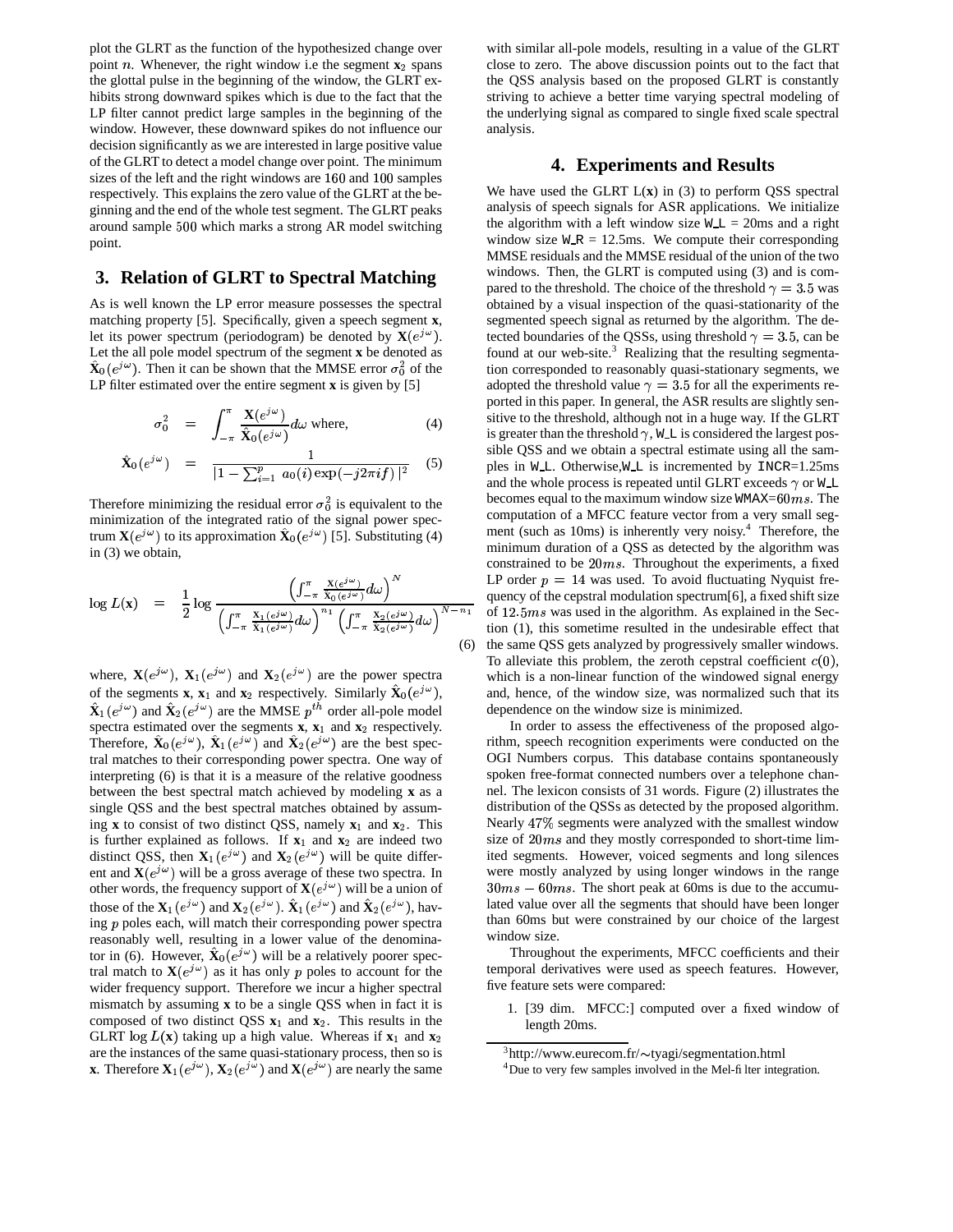plot the GLRT as the function of the hypothesized change over point $n$. Whenever, the right window i.e the segment $\mathbf{x}_2$ spans the glottal pulse in the beginning of the window, the GLRT exhibits strong downward spikes which is due to the fact that the LP filter cannot predict large samples in the beginning of the window. However, these downward spikes do not influence our decision significantly as we are interested in large positive value of the GLRT to detect a model change over point. The minimum sizes of the left and the right windows are $160$ and $100$ samples respectively. This explains the zero value of the GLRT at the beginning and the end of the whole test segment. The GLRT peaks around sample $500$ which marks a strong AR model switching point.

## 3. Relation of GLRT to Spectral Matching

As is well known the LP error measure possesses the spectral matching property [5]. Specifically, given a speech segment $\mathbf{x}$, let its power spectrum (periodogram) be denoted by $\mathbf{X}(e^{j\omega})$. Let the all pole model spectrum of the segment $\mathbf{x}$ be denoted as $\hat{\mathbf{X}}_0(e^{j\omega})$. Then it can be shown that the MMSE error $\sigma_0^2$ of the LP filter estimated over the entire segment $\mathbf{x}$ is given by [5]

$$\sigma_0^2 = \int_{-\pi}^{\pi} \frac{\mathbf{X}(e^{j\omega})}{\hat{\mathbf{X}}_0(e^{j\omega})} d\omega \text{ where,} \tag{4}$$

$$\hat{\mathbf{X}}_0(e^{j\omega}) = \frac{1}{|1 - \sum_{i=1}^{p} a_0(i) \exp(-j2\pi i f)|^2} \tag{5}$$

Therefore minimizing the residual error $\sigma_0^2$ is equivalent to the minimization of the integrated ratio of the signal power spectrum $\mathbf{X}(e^{j\omega})$ to its approximation $\hat{\mathbf{X}}_0(e^{j\omega})$ [5]. Substituting (4) in (3) we obtain,

$$\log L(\mathbf{x}) = \frac{1}{2} \log \frac{\left( \int_{-\pi}^{\pi} \frac{\mathbf{X}(e^{j\omega})}{\hat{\mathbf{X}}_0(e^{j\omega})} d\omega \right)^N}{\left( \int_{-\pi}^{\pi} \frac{\mathbf{X}_1(e^{j\omega})}{\hat{\mathbf{X}}_1(e^{j\omega})} d\omega \right)^{n_1} \left( \int_{-\pi}^{\pi} \frac{\mathbf{X}_2(e^{j\omega})}{\hat{\mathbf{X}}_2(e^{j\omega})} d\omega \right)^{N-n_1}} \tag{6}$$

where, $\mathbf{X}(e^{j\omega})$, $\mathbf{X}_1(e^{j\omega})$ and $\mathbf{X}_2(e^{j\omega})$ are the power spectra of the segments $\mathbf{x}$, $\mathbf{x}_1$ and $\mathbf{x}_2$ respectively. Similarly $\hat{\mathbf{X}}_0(e^{j\omega})$, $\hat{\mathbf{X}}_1(e^{j\omega})$ and $\hat{\mathbf{X}}_2(e^{j\omega})$ are the MMSE $p^{th}$ order all-pole model spectra estimated over the segments $\mathbf{x}$, $\mathbf{x}_1$ and $\mathbf{x}_2$ respectively. Therefore, $\hat{\mathbf{X}}_0(e^{j\omega})$, $\hat{\mathbf{X}}_1(e^{j\omega})$ and $\hat{\mathbf{X}}_2(e^{j\omega})$ are the best spectral matches to their corresponding power spectra. One way of interpreting (6) is that it is a measure of the relative goodness between the best spectral match achieved by modeling $\mathbf{x}$ as a single QSS and the best spectral matches obtained by assuming $\mathbf{x}$ to consist of two distinct QSS, namely $\mathbf{x}_1$ and $\mathbf{x}_2$. This is further explained as follows. If $\mathbf{x}_1$ and $\mathbf{x}_2$ are indeed two distinct QSS, then $\mathbf{X}_1(e^{j\omega})$ and $\mathbf{X}_2(e^{j\omega})$ will be quite different and $\mathbf{X}(e^{j\omega})$ will be a gross average of these two spectra. In other words, the frequency support of $\mathbf{X}(e^{j\omega})$ will be a union of those of the $\mathbf{X}_1(e^{j\omega})$ and $\mathbf{X}_2(e^{j\omega})$. $\hat{\mathbf{X}}_1(e^{j\omega})$ and $\hat{\mathbf{X}}_2(e^{j\omega})$, having $p$ poles each, will match their corresponding power spectra reasonably well, resulting in a lower value of the denominator in (6). However, $\hat{\mathbf{X}}_0(e^{j\omega})$ will be a relatively poorer spectral match to $\mathbf{X}(e^{j\omega})$ as it has only $p$ poles to account for the wider frequency support. Therefore we incur a higher spectral mismatch by assuming $\mathbf{x}$ to be a single QSS when in fact it is composed of two distinct QSS $\mathbf{x}_1$ and $\mathbf{x}_2$. This results in the GLRT $\log L(\mathbf{x})$ taking up a high value. Whereas if $\mathbf{x}_1$ and $\mathbf{x}_2$ are the instances of the same quasi-stationary process, then so is $\mathbf{x}$. Therefore $\mathbf{X}_1(e^{j\omega})$, $\mathbf{X}_2(e^{j\omega})$ and $\mathbf{X}(e^{j\omega})$ are nearly the same with similar all-pole models, resulting in a value of the GLRT close to zero. The above discussion points out to the fact that the QSS analysis based on the proposed GLRT is constantly striving to achieve a better time varying spectral modeling of the underlying signal as compared to single fixed scale spectral analysis.

## 4. Experiments and Results

We have used the GLRT L($\mathbf{x}$) in (3) to perform QSS spectral analysis of speech signals for ASR applications. We initialize the algorithm with a left window size W_L = 20ms and a right window size W_R = 12.5ms. We compute their corresponding MMSE residuals and the MMSE residual of the union of the two windows. Then, the GLRT is computed using (3) and is compared to the threshold. The choice of the threshold $\gamma = 3.5$ was obtained by a visual inspection of the quasi-stationarity of the segmented speech signal as returned by the algorithm. The detected boundaries of the QSSs, using threshold $\gamma = 3.5$, can be found at our web-site.[3] Realizing that the resulting segmentation corresponded to reasonably quasi-stationary segments, we adopted the threshold value $\gamma = 3.5$ for all the experiments reported in this paper. In general, the ASR results are slightly sensitive to the threshold, although not in a huge way. If the GLRT is greater than the threshold $\gamma$, W_L is considered the largest possible QSS and we obtain a spectral estimate using all the samples in W_L. Otherwise,W_L is incremented by INCR=1.25ms and the whole process is repeated until GLRT exceeds $\gamma$ or W_L becomes equal to the maximum window size WMAX=$60ms$. The computation of a MFCC feature vector from a very small segment (such as 10ms) is inherently very noisy.[4] Therefore, the minimum duration of a QSS as detected by the algorithm was constrained to be $20ms$. Throughout the experiments, a fixed LP order $p = 14$ was used. To avoid fluctuating Nyquist frequency of the cepstral modulation spectrum[6], a fixed shift size of $12.5ms$ was used in the algorithm. As explained in the Section (1), this sometime resulted in the undesirable effect that the same QSS gets analyzed by progressively smaller windows. To alleviate this problem, the zeroth cepstral coefficient $c(0)$, which is a non-linear function of the windowed signal energy and, hence, of the window size, was normalized such that its dependence on the window size was minimized.

In order to assess the effectiveness of the proposed algorithm, speech recognition experiments were conducted on the OGI Numbers corpus. This database contains spontaneously spoken free-format connected numbers over a telephone channel. The lexicon consists of 31 words. Figure (2) illustrates the distribution of the QSSs as detected by the proposed algorithm. Nearly $47\%$ segments were analyzed with the smallest window size of $20ms$ and they mostly corresponded to short-time limited segments. However, voiced segments and long silences were mostly analyzed by using longer windows in the range $30ms - 60ms$. The short peak at 60ms is due to the accumulated value over all the segments that should have been longer than 60ms but were constrained by our choice of the largest window size.

Throughout the experiments, MFCC coefficients and their temporal derivatives were used as speech features. However, five feature sets were compared:

1. [39 dim. MFCC:] computed over a fixed window of length 20ms.

[3] http://www.eurecom.fr/∼tyagi/segmentation.html

[4] Due to very few samples involved in the Mel-filter integration.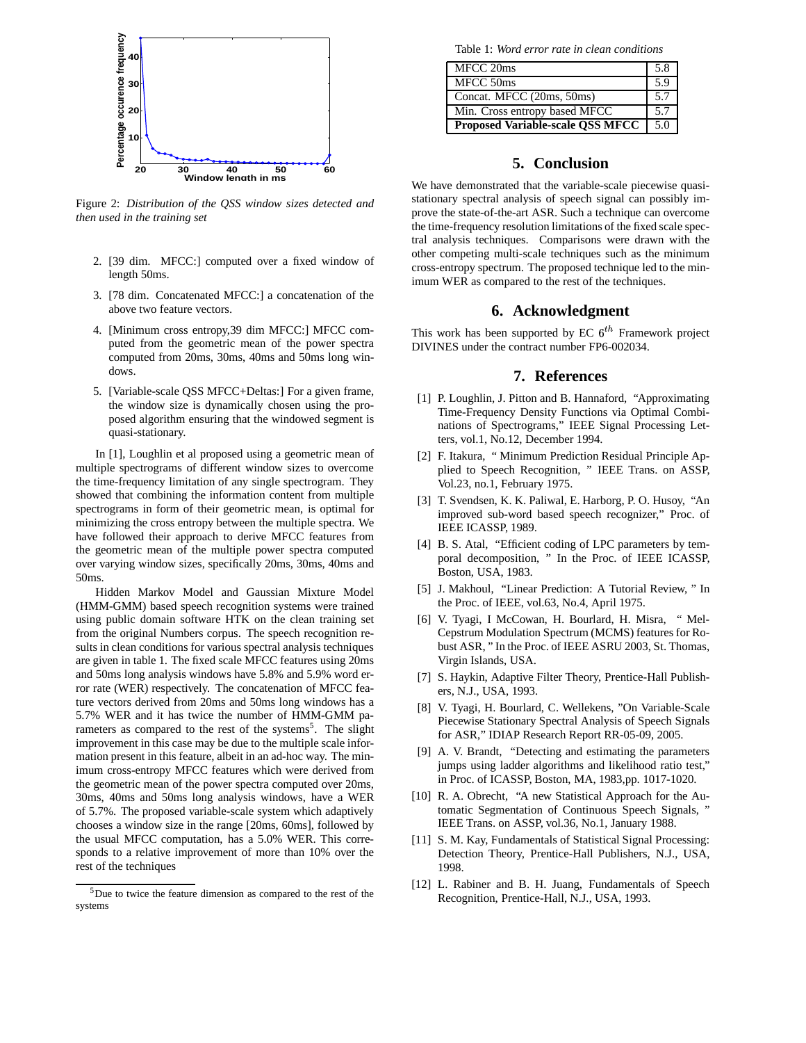Percentage occurence frequency

40
30
20
10

20 30 40 50 60

Window length in ms

Figure 2: *Distribution of the QSS window sizes detected and then used in the training set*

2. [39 dim. MFCC:] computed over a fixed window of length 50ms.
3. [78 dim. Concatenated MFCC:] a concatenation of the above two feature vectors.
4. [Minimum cross entropy,39 dim MFCC:] MFCC computed from the geometric mean of the power spectra computed from 20ms, 30ms, 40ms and 50ms long windows.
5. [Variable-scale QSS MFCC+Deltas:] For a given frame, the window size is dynamically chosen using the proposed algorithm ensuring that the windowed segment is quasi-stationary.

In [1], Loughlin et al proposed using a geometric mean of multiple spectrograms of different window sizes to overcome the time-frequency limitation of any single spectrogram. They showed that combining the information content from multiple spectrograms in form of their geometric mean, is optimal for minimizing the cross entropy between the multiple spectra. We have followed their approach to derive MFCC features from the geometric mean of the multiple power spectra computed over varying window sizes, specifically 20ms, 30ms, 40ms and 50ms.

Hidden Markov Model and Gaussian Mixture Model (HMM-GMM) based speech recognition systems were trained using public domain software HTK on the clean training set from the original Numbers corpus. The speech recognition results in clean conditions for various spectral analysis techniques are given in table 1. The fixed scale MFCC features using 20ms and 50ms long analysis windows have 5.8% and 5.9% word error rate (WER) respectively. The concatenation of MFCC feature vectors derived from 20ms and 50ms long windows has a 5.7% WER and it has twice the number of HMM-GMM parameters as compared to the rest of the systems[5]. The slight improvement in this case may be due to the multiple scale information present in this feature, albeit in an ad-hoc way. The minimum cross-entropy MFCC features which were derived from the geometric mean of the power spectra computed over 20ms, 30ms, 40ms and 50ms long analysis windows, have a WER of 5.7%. The proposed variable-scale system which adaptively chooses a window size in the range [20ms, 60ms], followed by the usual MFCC computation, has a 5.0% WER. This corresponds to a relative improvement of more than 10% over the rest of the techniques

[5]Due to twice the feature dimension as compared to the rest of the systems

Table 1: *Word error rate in clean conditions*

| | |
|---|---|
| MFCC 20ms | 5.8 |
| MFCC 50ms | 5.9 |
| Concat. MFCC (20ms, 50ms) | 5.7 |
| Min. Cross entropy based MFCC | 5.7 |
| **Proposed Variable-scale QSS MFCC** | 5.0 |

## 5. Conclusion

We have demonstrated that the variable-scale piecewise quasi-stationary spectral analysis of speech signal can possibly improve the state-of-the-art ASR. Such a technique can overcome the time-frequency resolution limitations of the fixed scale spectral analysis techniques. Comparisons were drawn with the other competing multi-scale techniques such as the minimum cross-entropy spectrum. The proposed technique led to the minimum WER as compared to the rest of the techniques.

## 6. Acknowledgment

This work has been supported by EC $6^{th}$ Framework project DIVINES under the contract number FP6-002034.

## 7. References

[1] P. Loughlin, J. Pitton and B. Hannaford, "Approximating Time-Frequency Density Functions via Optimal Combinations of Spectrograms," IEEE Signal Processing Letters, vol.1, No.12, December 1994.

[2] F. Itakura, " Minimum Prediction Residual Principle Applied to Speech Recognition, " IEEE Trans. on ASSP, Vol.23, no.1, February 1975.

[3] T. Svendsen, K. K. Paliwal, E. Harborg, P. O. Husoy, "An improved sub-word based speech recognizer," Proc. of IEEE ICASSP, 1989.

[4] B. S. Atal, "Efficient coding of LPC parameters by temporal decomposition, " In the Proc. of IEEE ICASSP, Boston, USA, 1983.

[5] J. Makhoul, "Linear Prediction: A Tutorial Review, " In the Proc. of IEEE, vol.63, No.4, April 1975.

[6] V. Tyagi, I McCowan, H. Bourlard, H. Misra, " Mel-Cepstrum Modulation Spectrum (MCMS) features for Robust ASR, " In the Proc. of IEEE ASRU 2003, St. Thomas, Virgin Islands, USA.

[7] S. Haykin, Adaptive Filter Theory, Prentice-Hall Publishers, N.J., USA, 1993.

[8] V. Tyagi, H. Bourlard, C. Wellekens, "On Variable-Scale Piecewise Stationary Spectral Analysis of Speech Signals for ASR," IDIAP Research Report RR-05-09, 2005.

[9] A. V. Brandt, "Detecting and estimating the parameters jumps using ladder algorithms and likelihood ratio test," in Proc. of ICASSP, Boston, MA, 1983,pp. 1017-1020.

[10] R. A. Obrecht, "A new Statistical Approach for the Automatic Segmentation of Continuous Speech Signals, " IEEE Trans. on ASSP, vol.36, No.1, January 1988.

[11] S. M. Kay, Fundamentals of Statistical Signal Processing: Detection Theory, Prentice-Hall Publishers, N.J., USA, 1998.

[12] L. Rabiner and B. H. Juang, Fundamentals of Speech Recognition, Prentice-Hall, N.J., USA, 1993.